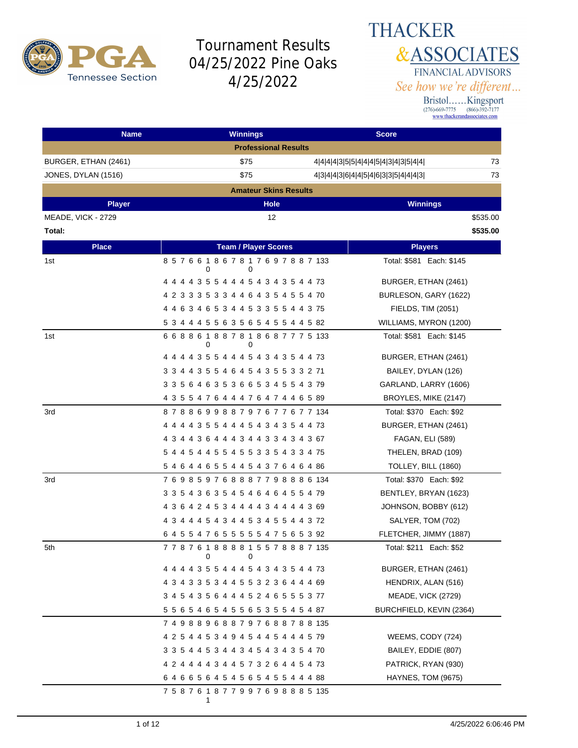# Tournament Results 04/25/2022 Pine Oaks 4/25/2022

THACKER &ASSOCIATES FINANCIAL ADVISORS
*See how we're different...*
Bristol……Kingsport
(276)-669-7775 (866)-392-7177
www.thackerandassociates.com

| Name | Winnings | Score | |
|---|---|---|---|
| **Professional Results** | | | |
| BURGER, ETHAN (2461) | $75 | 4\|4\|4\|4\|3\|5\|5\|4\|4\|4\|5\|4\|3\|4\|3\|5\|4\|4\| | 73 |
| JONES, DYLAN (1516) | $75 | 4\|3\|4\|4\|3\|6\|4\|4\|5\|4\|6\|3\|3\|5\|4\|4\|4\|3\| | 73 |

**Amateur Skins Results**

| Player | Hole | Winnings |
|---|---|---|
| MEADE, VICK - 2729 | 12 | $535.00 |
| **Total:** | | **$535.00** |

| Place | Team / Player Scores | Players |
|---|---|---|
| 1st | 8 5 7 6 6 10 8 6 7 8 10 7 6 9 7 8 8 7 133 | Total: $581 Each: $145 |
| | 4 4 4 4 3 5 5 4 4 4 5 4 3 4 3 5 4 4 73 | BURGER, ETHAN (2461) |
| | 4 2 3 3 3 5 3 3 4 4 6 4 3 5 4 5 5 4 70 | BURLESON, GARY (1622) |
| | 4 4 6 3 4 6 5 3 4 4 5 3 3 5 5 4 4 3 75 | FIELDS, TIM (2051) |
| | 5 3 4 4 4 5 5 6 3 5 6 5 4 5 5 4 4 5 82 | WILLIAMS, MYRON (1200) |
| 1st | 6 6 8 8 6 10 8 8 7 8 10 8 6 8 7 7 7 5 133 | Total: $581 Each: $145 |
| | 4 4 4 4 3 5 5 4 4 4 5 4 3 4 3 5 4 4 73 | BURGER, ETHAN (2461) |
| | 3 3 4 4 3 5 5 4 6 4 5 4 3 5 5 3 3 2 71 | BAILEY, DYLAN (126) |
| | 3 3 5 6 4 6 3 5 3 6 6 5 3 4 5 5 4 3 79 | GARLAND, LARRY (1606) |
| | 4 3 5 5 4 7 6 4 4 4 7 6 4 7 4 4 6 5 89 | BROYLES, MIKE (2147) |
| 3rd | 8 7 8 8 6 9 9 8 8 7 9 7 6 7 7 6 7 7 134 | Total: $370 Each: $92 |
| | 4 4 4 4 3 5 5 4 4 4 5 4 3 4 3 5 4 4 73 | BURGER, ETHAN (2461) |
| | 4 3 4 4 3 6 4 4 4 3 4 4 3 3 4 3 4 3 67 | FAGAN, ELI (589) |
| | 5 4 4 5 4 4 5 5 4 5 5 3 3 5 4 3 3 4 75 | THELEN, BRAD (109) |
| | 5 4 6 4 4 6 5 5 4 4 5 4 3 7 6 4 6 4 86 | TOLLEY, BILL (1860) |
| 3rd | 7 6 9 8 5 9 7 6 8 8 8 7 7 9 8 8 8 6 134 | Total: $370 Each: $92 |
| | 3 3 5 4 3 6 3 5 4 5 4 6 4 6 4 5 5 4 79 | BENTLEY, BRYAN (1623) |
| | 4 3 6 4 2 4 5 3 4 4 4 4 3 4 4 4 4 3 69 | JOHNSON, BOBBY (612) |
| | 4 3 4 4 4 5 4 3 4 4 5 3 4 5 5 4 4 3 72 | SALYER, TOM (702) |
| | 6 4 5 5 4 7 6 5 5 5 5 5 4 7 5 6 5 3 92 | FLETCHER, JIMMY (1887) |
| 5th | 7 7 8 7 6 10 8 8 8 8 10 5 5 7 8 8 8 7 135 | Total: $211 Each: $52 |
| | 4 4 4 4 3 5 5 4 4 4 5 4 3 4 3 5 4 4 73 | BURGER, ETHAN (2461) |
| | 4 3 4 3 3 5 3 4 4 5 5 3 2 3 6 4 4 4 69 | HENDRIX, ALAN (516) |
| | 3 4 5 4 3 5 6 4 4 4 5 2 4 6 5 5 5 3 77 | MEADE, VICK (2729) |
| | 5 5 6 5 4 6 5 4 5 5 6 5 3 5 5 4 5 4 87 | BURCHFIELD, KEVIN (2364) |
| | 7 4 9 8 8 9 6 8 8 7 9 7 6 8 8 7 8 8 135 | |
| | 4 2 5 4 4 5 3 4 9 4 5 4 4 5 4 4 4 5 79 | WEEMS, CODY (724) |
| | 3 3 5 4 4 5 3 4 4 3 4 5 4 3 4 3 5 4 70 | BAILEY, EDDIE (807) |
| | 4 2 4 4 4 4 3 4 4 5 7 3 2 6 4 4 5 4 73 | PATRICK, RYAN (930) |
| | 6 4 6 6 5 6 4 5 4 5 6 5 4 5 5 4 4 4 88 | HAYNES, TOM (9675) |
| | 7 5 8 7 6 11 8 7 7 9 9 7 6 9 8 8 8 5 135 | |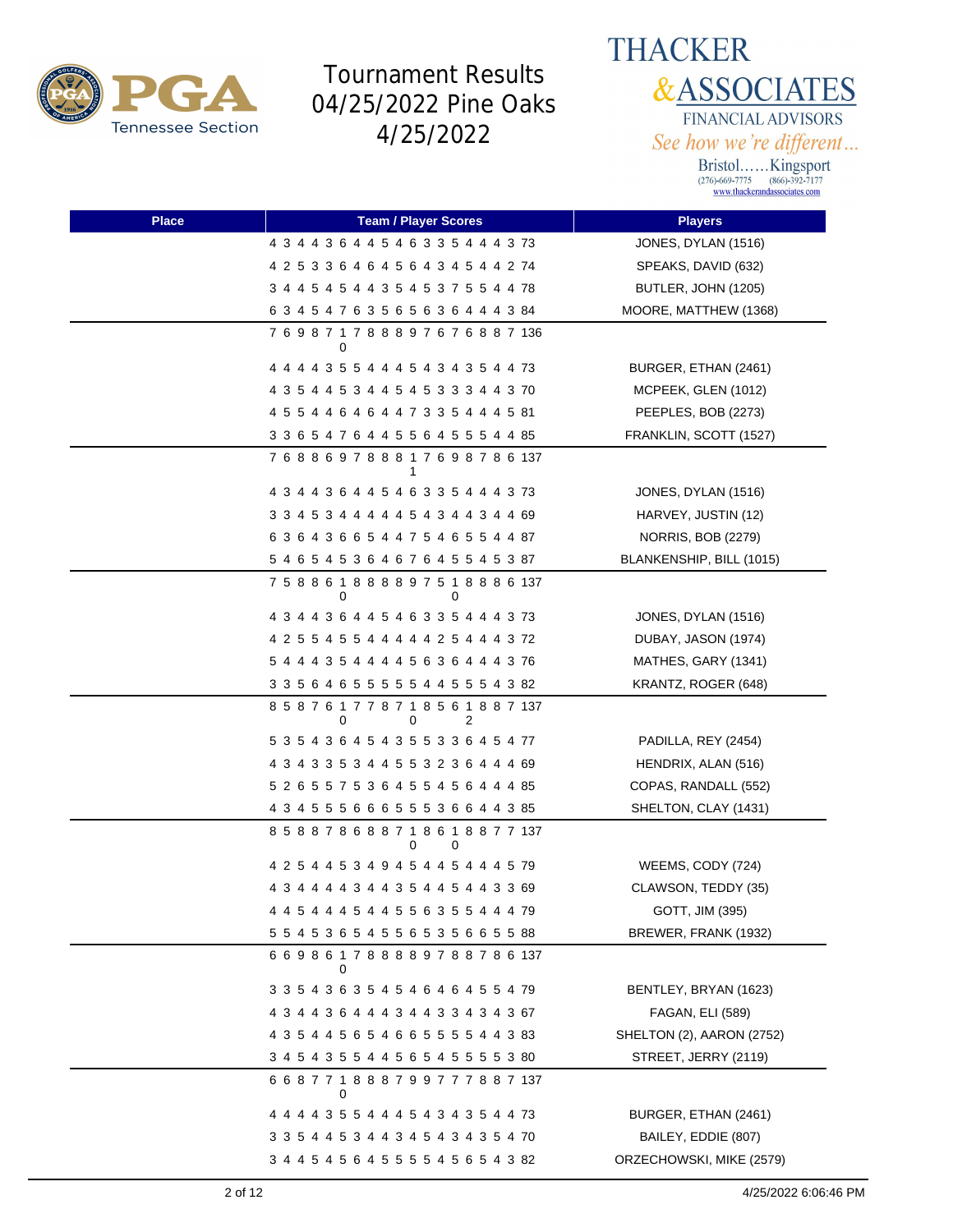# Tournament Results 04/25/2022 Pine Oaks 4/25/2022

PGA Tennessee Section

THACKER & ASSOCIATES FINANCIAL ADVISORS
*See how we're different...*
Bristol……Kingsport
(276)-669-7775 (866)-392-7177
www.thackerandassociates.com

| Place | Team / Player Scores | Players |
|---|---|---|
| | 4 3 4 4 3 6 4 4 5 4 6 3 3 5 4 4 4 3 73 | JONES, DYLAN (1516) |
| | 4 2 5 3 3 6 4 6 4 5 6 4 3 4 5 4 4 2 74 | SPEAKS, DAVID (632) |
| | 3 4 4 5 4 5 4 4 3 5 4 5 3 7 5 5 4 4 78 | BUTLER, JOHN (1205) |
| | 6 3 4 5 4 7 6 3 5 6 5 6 3 6 4 4 4 3 84 | MOORE, MATTHEW (1368) |
| | 7 6 9 8 7 10 7 8 8 8 9 7 6 7 6 8 8 7 136 | |
| | 4 4 4 4 3 5 5 4 4 4 5 4 3 4 3 5 4 4 73 | BURGER, ETHAN (2461) |
| | 4 3 5 4 4 5 3 4 4 5 4 5 3 3 3 4 4 3 70 | MCPEEK, GLEN (1012) |
| | 4 5 5 4 4 6 4 6 4 4 7 3 3 5 4 4 4 5 81 | PEEPLES, BOB (2273) |
| | 3 3 6 5 4 7 6 4 4 5 5 6 4 5 5 5 4 4 85 | FRANKLIN, SCOTT (1527) |
| | 7 6 8 8 6 9 7 8 8 8 11 7 6 9 8 7 8 6 137 | |
| | 4 3 4 4 3 6 4 4 5 4 6 3 3 5 4 4 4 3 73 | JONES, DYLAN (1516) |
| | 3 3 4 5 3 4 4 4 4 4 5 4 3 4 4 3 4 4 69 | HARVEY, JUSTIN (12) |
| | 6 3 6 4 3 6 6 5 4 4 7 5 4 6 5 5 4 4 87 | NORRIS, BOB (2279) |
| | 5 4 6 5 4 5 3 6 4 6 7 6 4 5 5 4 5 3 87 | BLANKENSHIP, BILL (1015) |
| | 7 5 8 8 6 10 8 8 8 8 9 7 5 10 8 8 8 6 137 | |
| | 4 3 4 4 3 6 4 4 5 4 6 3 3 5 4 4 4 3 73 | JONES, DYLAN (1516) |
| | 4 2 5 5 4 5 5 4 4 4 4 4 2 5 4 4 4 3 72 | DUBAY, JASON (1974) |
| | 5 4 4 4 3 5 4 4 4 4 5 6 3 6 4 4 4 3 76 | MATHES, GARY (1341) |
| | 3 3 5 6 4 6 5 5 5 5 5 4 4 5 5 5 4 3 82 | KRANTZ, ROGER (648) |
| | 8 5 8 7 6 10 7 7 8 7 10 8 5 6 12 8 8 7 137 | |
| | 5 3 5 4 3 6 4 5 4 3 5 5 3 3 6 4 5 4 77 | PADILLA, REY (2454) |
| | 4 3 4 3 3 5 3 4 4 5 5 3 2 3 6 4 4 4 69 | HENDRIX, ALAN (516) |
| | 5 2 6 5 5 7 5 3 6 4 5 5 4 5 6 4 4 4 85 | COPAS, RANDALL (552) |
| | 4 3 4 5 5 5 6 6 6 5 5 5 3 6 6 4 4 3 85 | SHELTON, CLAY (1431) |
| | 8 5 8 8 7 8 6 8 8 7 10 8 6 10 8 8 7 7 137 | |
| | 4 2 5 4 4 5 3 4 9 4 5 4 4 5 4 4 4 5 79 | WEEMS, CODY (724) |
| | 4 3 4 4 4 4 3 4 4 3 5 4 4 5 4 4 3 3 69 | CLAWSON, TEDDY (35) |
| | 4 4 5 4 4 4 5 4 4 5 5 6 3 5 5 4 4 4 79 | GOTT, JIM (395) |
| | 5 5 4 5 3 6 5 4 5 5 6 5 3 5 6 6 5 5 88 | BREWER, FRANK (1932) |
| | 6 6 9 8 6 10 7 8 8 8 8 9 7 8 8 7 8 6 137 | |
| | 3 3 5 4 3 6 3 5 4 5 4 6 4 6 4 5 5 4 79 | BENTLEY, BRYAN (1623) |
| | 4 3 4 4 3 6 4 4 4 3 4 4 3 3 4 3 4 3 67 | FAGAN, ELI (589) |
| | 4 3 5 4 4 5 6 5 4 6 6 5 5 5 5 4 4 3 83 | SHELTON (2), AARON (2752) |
| | 3 4 5 4 3 5 5 4 4 5 6 5 4 5 5 5 5 3 80 | STREET, JERRY (2119) |
| | 6 6 8 7 7 10 8 8 8 7 9 9 7 7 7 8 8 7 137 | |
| | 4 4 4 4 3 5 5 4 4 4 5 4 3 4 3 5 4 4 73 | BURGER, ETHAN (2461) |
| | 3 3 5 4 4 5 3 4 4 3 4 5 4 3 4 3 5 4 70 | BAILEY, EDDIE (807) |
| | 3 4 4 5 4 5 6 4 5 5 5 5 4 5 6 5 4 3 82 | ORZECHOWSKI, MIKE (2579) |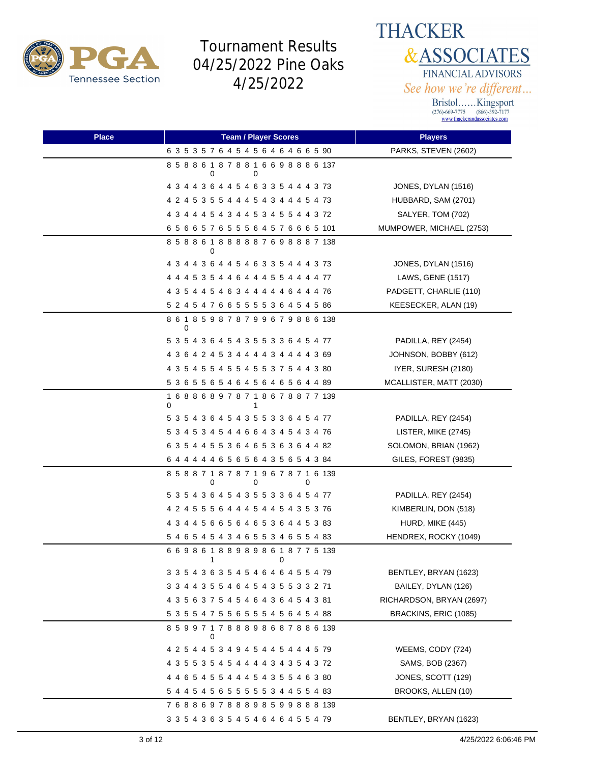| Place | Team / Player Scores | Players |
|---|---|---|
| | 6 3 5 3 5 7 6 4 5 4 5 6 4 6 4 6 6 5 90 | PARKS, STEVEN (2602) |
| | 8 5 8 8 6 10 8 7 8 8 10 6 6 9 8 8 8 6 137 | |
| | 4 3 4 4 3 6 4 4 5 4 6 3 3 5 4 4 4 3 73 | JONES, DYLAN (1516) |
| | 4 2 4 5 3 5 5 4 4 4 5 4 3 4 4 4 5 4 73 | HUBBARD, SAM (2701) |
| | 4 3 4 4 4 5 4 3 4 4 5 3 4 5 5 4 4 3 72 | SALYER, TOM (702) |
| | 6 5 6 6 5 7 6 5 5 5 6 4 5 7 6 6 6 5 101 | MUMPOWER, MICHAEL (2753) |
| | 8 5 8 8 6 10 8 8 8 8 8 7 6 9 8 8 8 7 138 | |
| | 4 3 4 4 3 6 4 4 5 4 6 3 3 5 4 4 4 3 73 | JONES, DYLAN (1516) |
| | 4 4 4 5 3 5 4 4 6 4 4 4 5 5 4 4 4 4 77 | LAWS, GENE (1517) |
| | 4 3 5 4 4 5 4 6 3 4 4 4 4 4 6 4 4 4 76 | PADGETT, CHARLIE (110) |
| | 5 2 4 5 4 7 6 6 5 5 5 5 3 6 4 5 4 5 86 | KEESECKER, ALAN (19) |
| | 8 6 10 8 5 9 8 7 8 7 9 9 6 7 9 8 8 6 138 | |
| | 5 3 5 4 3 6 4 5 4 3 5 5 3 3 6 4 5 4 77 | PADILLA, REY (2454) |
| | 4 3 6 4 2 4 5 3 4 4 4 4 3 4 4 4 4 3 69 | JOHNSON, BOBBY (612) |
| | 4 3 5 4 5 5 4 5 5 4 5 5 3 7 5 4 4 3 80 | IYER, SURESH (2180) |
| | 5 3 6 5 5 6 5 4 6 4 5 6 4 6 5 6 4 4 89 | MCALLISTER, MATT (2030) |
| | 10 6 8 8 6 8 9 7 8 7 11 8 6 7 8 8 7 7 139 | |
| | 5 3 5 4 3 6 4 5 4 3 5 5 3 3 6 4 5 4 77 | PADILLA, REY (2454) |
| | 5 3 4 5 3 4 5 4 4 6 6 4 3 4 5 4 3 4 76 | LISTER, MIKE (2745) |
| | 6 3 5 4 4 5 5 3 6 4 6 5 3 6 3 6 4 4 82 | SOLOMON, BRIAN (1962) |
| | 6 4 4 4 4 4 6 5 6 5 6 4 3 5 6 5 4 3 84 | GILES, FOREST (9835) |
| | 8 5 8 8 7 10 8 7 8 7 10 9 6 7 8 7 10 6 139 | |
| | 5 3 5 4 3 6 4 5 4 3 5 5 3 3 6 4 5 4 77 | PADILLA, REY (2454) |
| | 4 2 4 5 5 5 6 4 4 4 5 4 4 5 4 3 5 3 76 | KIMBERLIN, DON (518) |
| | 4 3 4 4 5 6 6 5 6 4 6 5 3 6 4 4 5 3 83 | HURD, MIKE (445) |
| | 5 4 6 5 4 5 4 3 4 6 5 5 3 4 6 5 5 4 83 | HENDREX, ROCKY (1049) |
| | 6 6 9 8 6 11 8 8 9 8 9 8 6 10 8 7 7 5 139 | |
| | 3 3 5 4 3 6 3 5 4 5 4 6 4 6 4 5 5 4 79 | BENTLEY, BRYAN (1623) |
| | 3 3 4 4 3 5 5 4 6 4 5 4 3 5 5 3 3 2 71 | BAILEY, DYLAN (126) |
| | 4 3 5 6 3 7 5 4 5 4 6 4 3 6 4 5 4 3 81 | RICHARDSON, BRYAN (2697) |
| | 5 3 5 5 4 7 5 5 6 5 5 5 4 5 6 4 5 4 88 | BRACKINS, ERIC (1085) |
| | 8 5 9 9 7 10 7 8 8 8 9 8 6 8 7 8 8 6 139 | |
| | 4 2 5 4 4 5 3 4 9 4 5 4 4 5 4 4 4 5 79 | WEEMS, CODY (724) |
| | 4 3 5 5 3 5 4 5 4 4 4 4 3 4 3 5 4 3 72 | SAMS, BOB (2367) |
| | 4 4 6 5 4 5 5 4 4 4 5 4 3 5 5 4 6 3 80 | JONES, SCOTT (129) |
| | 5 4 4 5 4 5 6 5 5 5 5 5 3 4 4 5 5 4 83 | BROOKS, ALLEN (10) |
| | 7 6 8 8 6 9 7 8 8 8 9 8 5 9 9 8 8 8 139 | |
| | 3 3 5 4 3 6 3 5 4 5 4 6 4 6 4 5 5 4 79 | BENTLEY, BRYAN (1623) |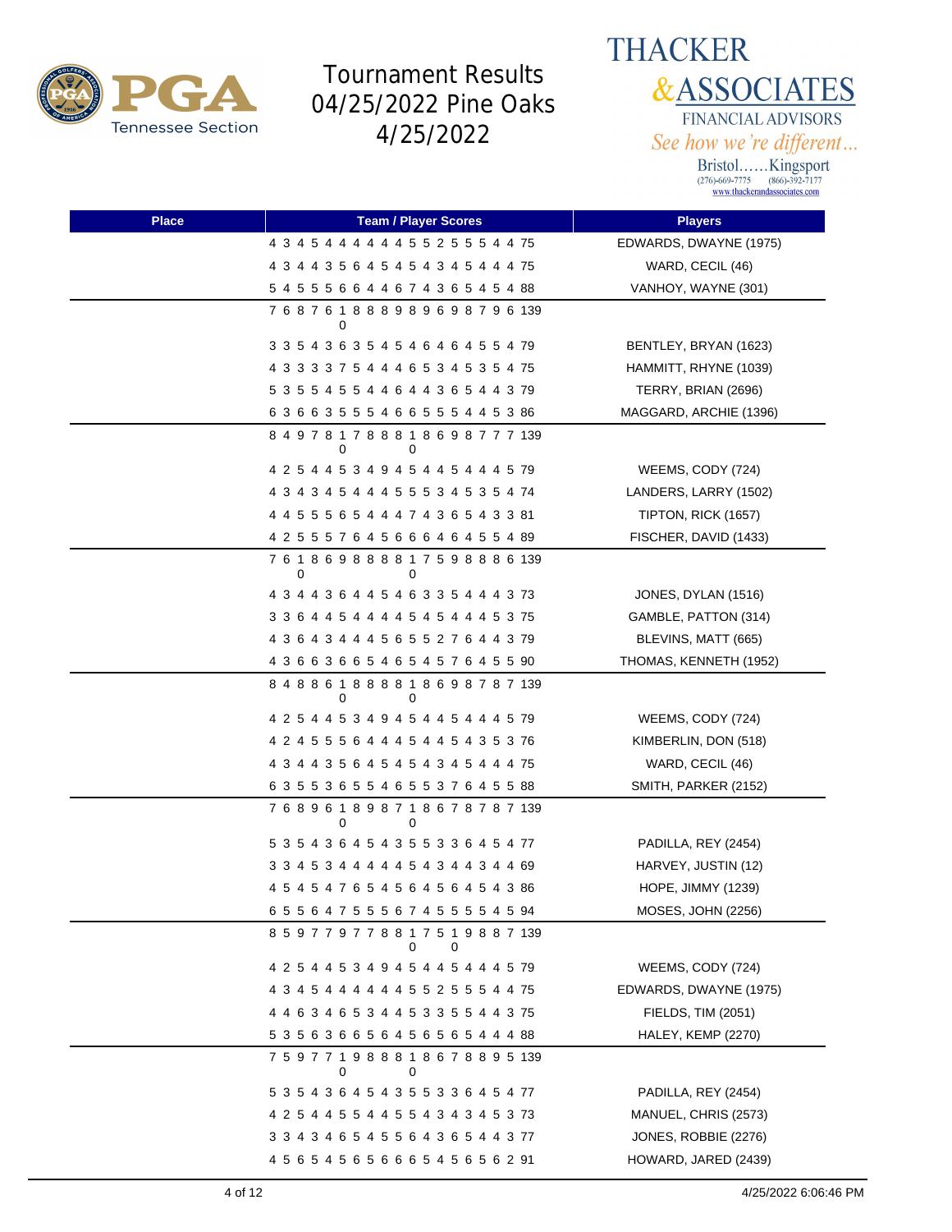# Tournament Results 04/25/2022 Pine Oaks 4/25/2022

**THACKER & ASSOCIATES**
FINANCIAL ADVISORS
*See how we're different...*
Bristol……Kingsport
(276)-669-7775 (866)-392-7177
www.thackerandassociates.com

| Place | Team / Player Scores | Players |
|---|---|---|
| | 4 3 4 5 4 4 4 4 4 4 5 5 2 5 5 5 4 4 75 | EDWARDS, DWAYNE (1975) |
| | 4 3 4 4 3 5 6 4 5 4 5 4 3 4 5 4 4 4 75 | WARD, CECIL (46) |
| | 5 4 5 5 5 6 6 4 4 6 7 4 3 6 5 4 5 4 88 | VANHOY, WAYNE (301) |
| | 7 6 8 7 6 10 8 8 8 9 8 9 6 9 8 7 9 6 139 | |
| | 3 3 5 4 3 6 3 5 4 5 4 6 4 6 4 5 5 4 79 | BENTLEY, BRYAN (1623) |
| | 4 3 3 3 3 7 5 4 4 4 6 5 3 4 5 3 5 4 75 | HAMMITT, RHYNE (1039) |
| | 5 3 5 5 4 5 5 4 4 6 4 4 3 6 5 4 4 3 79 | TERRY, BRIAN (2696) |
| | 6 3 6 6 3 5 5 5 4 6 6 5 5 5 4 4 5 3 86 | MAGGARD, ARCHIE (1396) |
| | 8 4 9 7 8 10 7 8 8 8 10 8 6 9 8 7 7 7 139 | |
| | 4 2 5 4 4 5 3 4 9 4 5 4 4 5 4 4 4 5 79 | WEEMS, CODY (724) |
| | 4 3 4 3 4 5 4 4 4 5 5 5 3 4 5 3 5 4 74 | LANDERS, LARRY (1502) |
| | 4 4 5 5 5 6 5 4 4 4 7 4 3 6 5 4 3 3 81 | TIPTON, RICK (1657) |
| | 4 2 5 5 5 7 6 4 5 6 6 6 4 6 4 5 5 4 89 | FISCHER, DAVID (1433) |
| | 7 6 10 8 6 9 8 8 8 8 10 7 5 9 8 8 8 6 139 | |
| | 4 3 4 4 3 6 4 4 5 4 6 3 3 5 4 4 4 3 73 | JONES, DYLAN (1516) |
| | 3 3 6 4 4 5 4 4 4 4 5 4 5 4 4 4 5 3 75 | GAMBLE, PATTON (314) |
| | 4 3 6 4 3 4 4 4 5 6 5 5 2 7 6 4 4 3 79 | BLEVINS, MATT (665) |
| | 4 3 6 6 3 6 6 5 4 6 5 4 5 7 6 4 5 5 90 | THOMAS, KENNETH (1952) |
| | 8 4 8 8 6 10 8 8 8 8 10 8 6 9 8 7 8 7 139 | |
| | 4 2 5 4 4 5 3 4 9 4 5 4 4 5 4 4 4 5 79 | WEEMS, CODY (724) |
| | 4 2 4 5 5 5 6 4 4 4 5 4 4 5 4 3 5 3 76 | KIMBERLIN, DON (518) |
| | 4 3 4 4 3 5 6 4 5 4 5 4 3 4 5 4 4 4 75 | WARD, CECIL (46) |
| | 6 3 5 5 3 6 5 5 4 6 5 5 3 7 6 4 5 5 88 | SMITH, PARKER (2152) |
| | 7 6 8 9 6 10 8 9 8 7 10 8 6 7 8 7 8 7 139 | |
| | 5 3 5 4 3 6 4 5 4 3 5 5 3 3 6 4 5 4 77 | PADILLA, REY (2454) |
| | 3 3 4 5 3 4 4 4 4 4 5 4 3 4 4 3 4 4 69 | HARVEY, JUSTIN (12) |
| | 4 5 4 5 4 7 6 5 4 5 6 4 5 6 4 5 4 3 86 | HOPE, JIMMY (1239) |
| | 6 5 5 6 4 7 5 5 5 6 7 4 5 5 5 5 4 5 94 | MOSES, JOHN (2256) |
| | 8 5 9 7 7 9 7 7 8 8 10 7 5 10 9 8 8 7 139 | |
| | 4 2 5 4 4 5 3 4 9 4 5 4 4 5 4 4 4 5 79 | WEEMS, CODY (724) |
| | 4 3 4 5 4 4 4 4 4 4 5 5 2 5 5 5 4 4 75 | EDWARDS, DWAYNE (1975) |
| | 4 4 6 3 4 6 5 3 4 4 5 3 3 5 5 4 4 3 75 | FIELDS, TIM (2051) |
| | 5 3 5 6 3 6 6 5 6 4 5 6 5 6 5 4 4 4 88 | HALEY, KEMP (2270) |
| | 7 5 9 7 7 10 9 8 8 8 10 8 6 7 8 8 9 5 139 | |
| | 5 3 5 4 3 6 4 5 4 3 5 5 3 3 6 4 5 4 77 | PADILLA, REY (2454) |
| | 4 2 5 4 4 5 5 4 4 5 5 4 3 4 3 4 5 3 73 | MANUEL, CHRIS (2573) |
| | 3 3 4 3 4 6 5 4 5 5 6 4 3 6 5 4 4 3 77 | JONES, ROBBIE (2276) |
| | 4 5 6 5 4 5 6 5 6 6 6 5 4 5 6 5 6 2 91 | HOWARD, JARED (2439) |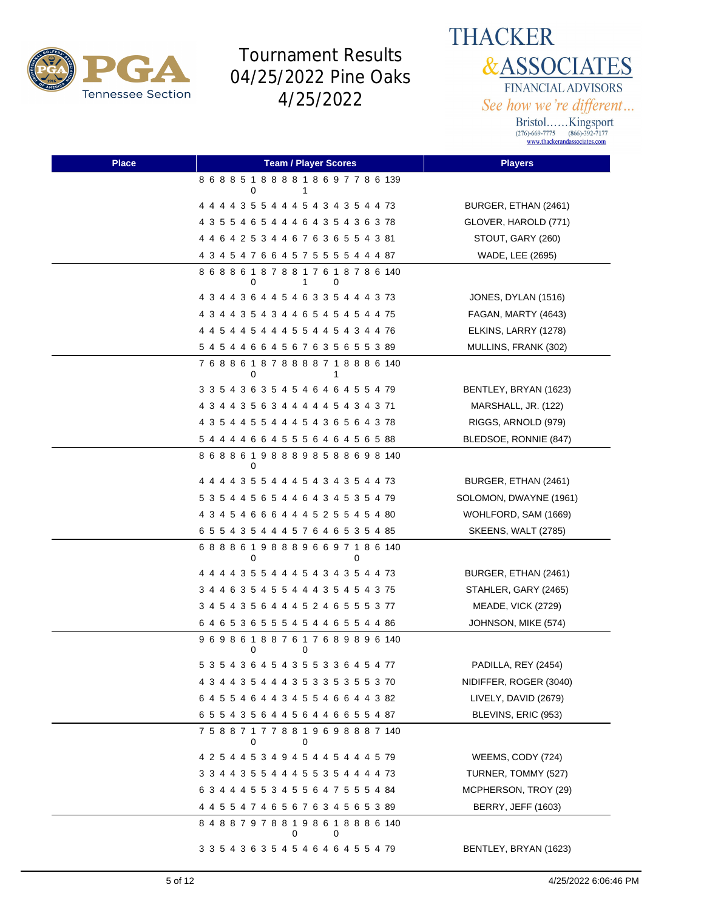# Tournament Results 04/25/2022 Pine Oaks 4/25/2022

THACKER & ASSOCIATES FINANCIAL ADVISORS
*See how we're different...*
Bristol……Kingsport
(276)-669-7775 (866)-392-7177
www.thackerandassociates.com

| Place | Team / Player Scores | Players |
|---|---|---|
| | 8 6 8 8 5 10 8 8 8 8 11 8 6 9 7 7 8 6 139 | |
| | 4 4 4 4 3 5 5 4 4 4 5 4 3 4 3 5 4 4 73 | BURGER, ETHAN (2461) |
| | 4 3 5 5 4 6 5 4 4 4 6 4 3 5 4 3 6 3 78 | GLOVER, HAROLD (771) |
| | 4 4 6 4 2 5 3 4 4 6 7 6 3 6 5 5 4 3 81 | STOUT, GARY (260) |
| | 4 3 4 5 4 7 6 6 4 5 7 5 5 5 5 4 4 4 87 | WADE, LEE (2695) |
| | 8 6 8 8 6 10 8 7 8 8 11 7 6 10 8 7 8 6 140 | |
| | 4 3 4 4 3 6 4 4 5 4 6 3 3 5 4 4 4 3 73 | JONES, DYLAN (1516) |
| | 4 3 4 4 3 5 4 3 4 4 6 5 4 5 4 5 4 4 75 | FAGAN, MARTY (4643) |
| | 4 4 5 4 4 5 4 4 4 5 5 4 4 5 4 3 4 4 76 | ELKINS, LARRY (1278) |
| | 5 4 5 4 4 6 6 4 5 6 7 6 3 5 6 5 5 3 89 | MULLINS, FRANK (302) |
| | 7 6 8 8 6 10 8 7 8 8 8 8 7 11 8 8 8 6 140 | |
| | 3 3 5 4 3 6 3 5 4 5 4 6 4 6 4 5 5 4 79 | BENTLEY, BRYAN (1623) |
| | 4 3 4 4 3 5 6 3 4 4 4 4 4 5 4 3 4 3 71 | MARSHALL, JR. (122) |
| | 4 3 5 4 4 5 5 4 4 4 5 4 3 6 5 6 4 3 78 | RIGGS, ARNOLD (979) |
| | 5 4 4 4 4 6 6 4 5 5 5 6 4 6 4 5 6 5 88 | BLEDSOE, RONNIE (847) |
| | 8 6 8 8 6 10 9 8 8 8 9 8 5 8 8 6 9 8 140 | |
| | 4 4 4 4 3 5 5 4 4 4 5 4 3 4 3 5 4 4 73 | BURGER, ETHAN (2461) |
| | 5 3 5 4 4 5 6 5 4 4 6 4 3 4 5 3 5 4 79 | SOLOMON, DWAYNE (1961) |
| | 4 3 4 5 4 6 6 6 4 4 4 5 2 5 5 4 5 4 80 | WOHLFORD, SAM (1669) |
| | 6 5 5 4 3 5 4 4 4 5 7 6 4 6 5 3 5 4 85 | SKEENS, WALT (2785) |
| | 6 8 8 8 6 10 9 8 8 8 9 6 6 9 7 10 8 6 140 | |
| | 4 4 4 4 3 5 5 4 4 4 5 4 3 4 3 5 4 4 73 | BURGER, ETHAN (2461) |
| | 3 4 4 6 3 5 4 5 5 4 4 4 3 5 4 5 4 3 75 | STAHLER, GARY (2465) |
| | 3 4 5 4 3 5 6 4 4 4 5 2 4 6 5 5 5 3 77 | MEADE, VICK (2729) |
| | 6 4 6 5 3 6 5 5 5 4 5 4 4 6 5 5 4 4 86 | JOHNSON, MIKE (574) |
| | 9 6 9 8 6 10 8 8 7 6 10 7 6 8 9 8 9 6 140 | |
| | 5 3 5 4 3 6 4 5 4 3 5 5 3 3 6 4 5 4 77 | PADILLA, REY (2454) |
| | 4 3 4 4 3 5 4 4 4 3 5 3 3 5 3 5 5 3 70 | NIDIFFER, ROGER (3040) |
| | 6 4 5 5 4 6 4 4 3 4 5 5 4 6 6 4 4 3 82 | LIVELY, DAVID (2679) |
| | 6 5 5 4 3 5 6 4 4 5 6 4 4 6 6 5 5 4 87 | BLEVINS, ERIC (953) |
| | 7 5 8 8 7 10 7 7 8 8 10 9 6 9 8 8 8 7 140 | |
| | 4 2 5 4 4 5 3 4 9 4 5 4 4 5 4 4 4 5 79 | WEEMS, CODY (724) |
| | 3 3 4 4 3 5 5 4 4 4 5 5 3 5 4 4 4 4 73 | TURNER, TOMMY (527) |
| | 6 3 4 4 4 5 5 3 4 5 5 6 4 7 5 5 5 4 84 | MCPHERSON, TROY (29) |
| | 4 4 5 5 4 7 4 6 5 6 7 6 3 4 5 6 5 3 89 | BERRY, JEFF (1603) |
| | 8 4 8 8 7 9 7 8 8 10 9 8 6 10 8 8 8 6 140 | |
| | 3 3 5 4 3 6 3 5 4 5 4 6 4 6 4 5 5 4 79 | BENTLEY, BRYAN (1623) |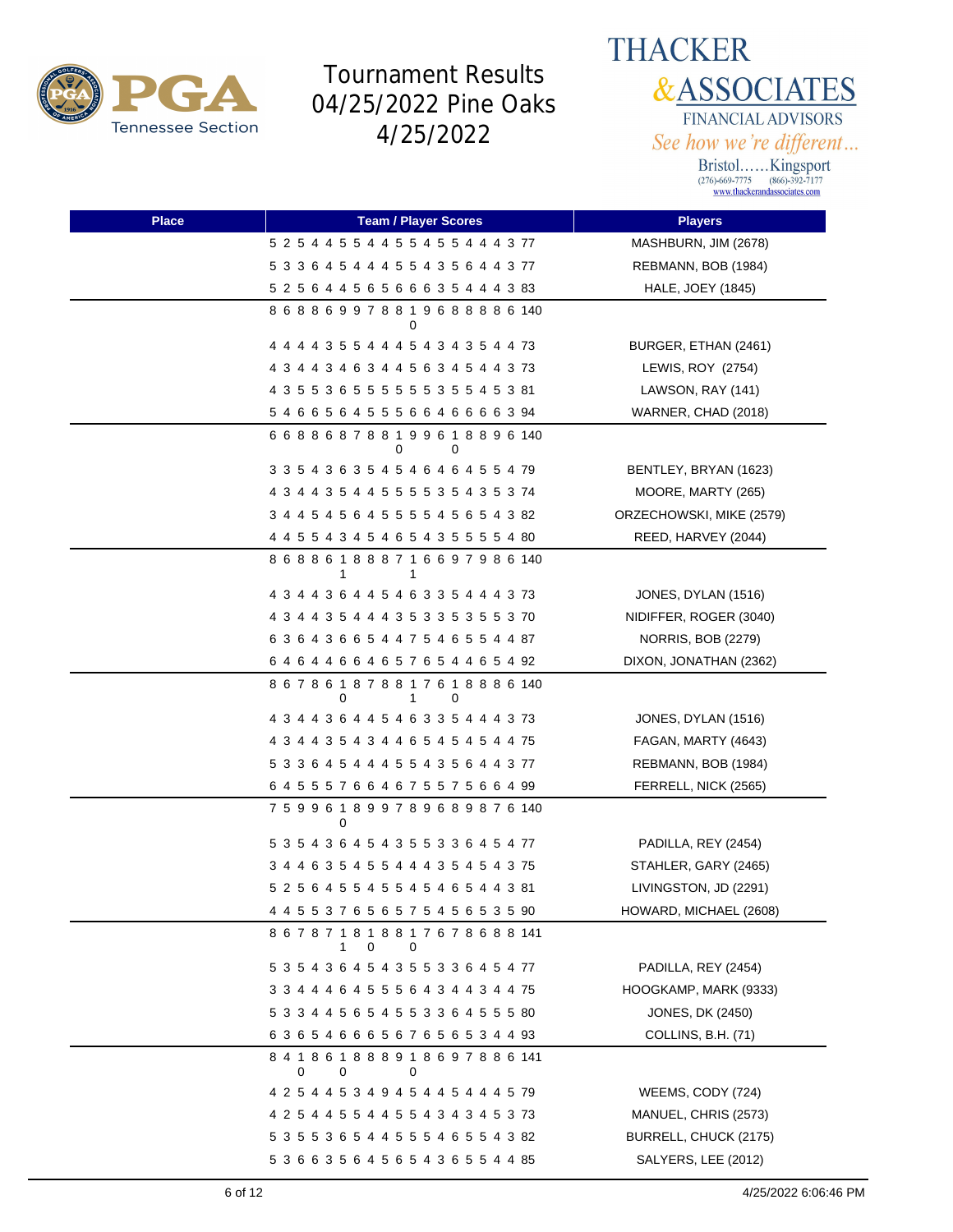# Tournament Results 04/25/2022 Pine Oaks 4/25/2022

THACKER & ASSOCIATES
FINANCIAL ADVISORS
*See how we're different...*
Bristol......Kingsport
(276)-669-7775 (866)-392-7177
www.thackerandassociates.com

| Place | Team / Player Scores | Players |
|---|---|---|
| | 5 2 5 4 4 5 5 4 4 5 5 4 5 5 4 4 4 3 77 | MASHBURN, JIM (2678) |
| | 5 3 3 6 4 5 4 4 4 5 5 4 3 5 6 4 4 3 77 | REBMANN, BOB (1984) |
| | 5 2 5 6 4 4 5 6 5 6 6 6 3 5 4 4 4 3 83 | HALE, JOEY (1845) |
| | 8 6 8 8 6 9 9 7 8 8 10 9 6 8 8 8 8 6 140 | |
| | 4 4 4 4 3 5 5 4 4 4 5 4 3 4 3 5 4 4 73 | BURGER, ETHAN (2461) |
| | 4 3 4 4 3 4 6 3 4 4 5 6 3 4 5 4 4 3 73 | LEWIS, ROY (2754) |
| | 4 3 5 5 3 6 5 5 5 5 5 5 3 5 5 4 5 3 81 | LAWSON, RAY (141) |
| | 5 4 6 6 5 6 4 5 5 5 6 6 4 6 6 6 6 3 94 | WARNER, CHAD (2018) |
| | 6 6 8 8 6 8 7 8 8 10 9 9 6 10 8 8 9 6 140 | |
| | 3 3 5 4 3 6 3 5 4 5 4 6 4 6 4 5 5 4 79 | BENTLEY, BRYAN (1623) |
| | 4 3 4 4 3 5 4 4 5 5 5 5 3 5 4 3 5 3 74 | MOORE, MARTY (265) |
| | 3 4 4 5 4 5 6 4 5 5 5 5 4 5 6 5 4 3 82 | ORZECHOWSKI, MIKE (2579) |
| | 4 4 5 5 4 3 4 5 4 6 5 4 3 5 5 5 5 4 80 | REED, HARVEY (2044) |
| | 8 6 8 8 6 11 8 8 8 7 11 6 6 9 7 9 8 6 140 | |
| | 4 3 4 4 3 6 4 4 5 4 6 3 3 5 4 4 4 3 73 | JONES, DYLAN (1516) |
| | 4 3 4 4 3 5 4 4 4 3 5 3 3 5 3 5 5 3 70 | NIDIFFER, ROGER (3040) |
| | 6 3 6 4 3 6 6 5 4 4 7 5 4 6 5 5 4 4 87 | NORRIS, BOB (2279) |
| | 6 4 6 4 4 6 6 4 6 5 7 6 5 4 4 6 5 4 92 | DIXON, JONATHAN (2362) |
| | 8 6 7 8 6 10 8 7 8 8 11 7 6 10 8 8 8 6 140 | |
| | 4 3 4 4 3 6 4 4 5 4 6 3 3 5 4 4 4 3 73 | JONES, DYLAN (1516) |
| | 4 3 4 4 3 5 4 3 4 4 6 5 4 5 4 5 4 4 75 | FAGAN, MARTY (4643) |
| | 5 3 3 6 4 5 4 4 4 5 5 4 3 5 6 4 4 3 77 | REBMANN, BOB (1984) |
| | 6 4 5 5 5 7 6 6 4 6 7 5 5 7 5 6 6 4 99 | FERRELL, NICK (2565) |
| | 7 5 9 9 6 10 8 9 9 7 8 9 6 8 9 8 7 6 140 | |
| | 5 3 5 4 3 6 4 5 4 3 5 5 3 3 6 4 5 4 77 | PADILLA, REY (2454) |
| | 3 4 4 6 3 5 4 5 5 4 4 4 3 5 4 5 4 3 75 | STAHLER, GARY (2465) |
| | 5 2 5 6 4 5 5 4 5 5 4 5 4 6 5 4 4 3 81 | LIVINGSTON, JD (2291) |
| | 4 4 5 5 3 7 6 5 6 5 7 5 4 5 6 5 3 5 90 | HOWARD, MICHAEL (2608) |
| | 8 6 7 8 7 11 8 10 8 8 10 7 6 7 8 6 8 8 141 | |
| | 5 3 5 4 3 6 4 5 4 3 5 5 3 3 6 4 5 4 77 | PADILLA, REY (2454) |
| | 3 3 4 4 4 6 4 5 5 5 6 4 3 4 4 3 4 4 75 | HOOGKAMP, MARK (9333) |
| | 5 3 3 4 4 5 6 5 4 5 5 3 3 6 4 5 5 5 80 | JONES, DK (2450) |
| | 6 3 6 5 4 6 6 6 5 6 7 6 5 6 5 3 4 4 93 | COLLINS, B.H. (71) |
| | 8 4 10 8 6 10 8 8 8 9 10 8 6 9 7 8 8 6 141 | |
| | 4 2 5 4 4 5 3 4 9 4 5 4 4 5 4 4 4 5 79 | WEEMS, CODY (724) |
| | 4 2 5 4 4 5 5 4 4 5 5 4 3 4 3 4 5 3 73 | MANUEL, CHRIS (2573) |
| | 5 3 5 5 3 6 5 4 4 5 5 5 4 6 5 5 4 3 82 | BURRELL, CHUCK (2175) |
| | 5 3 6 6 3 5 6 4 5 6 5 4 3 6 5 5 4 4 85 | SALYERS, LEE (2012) |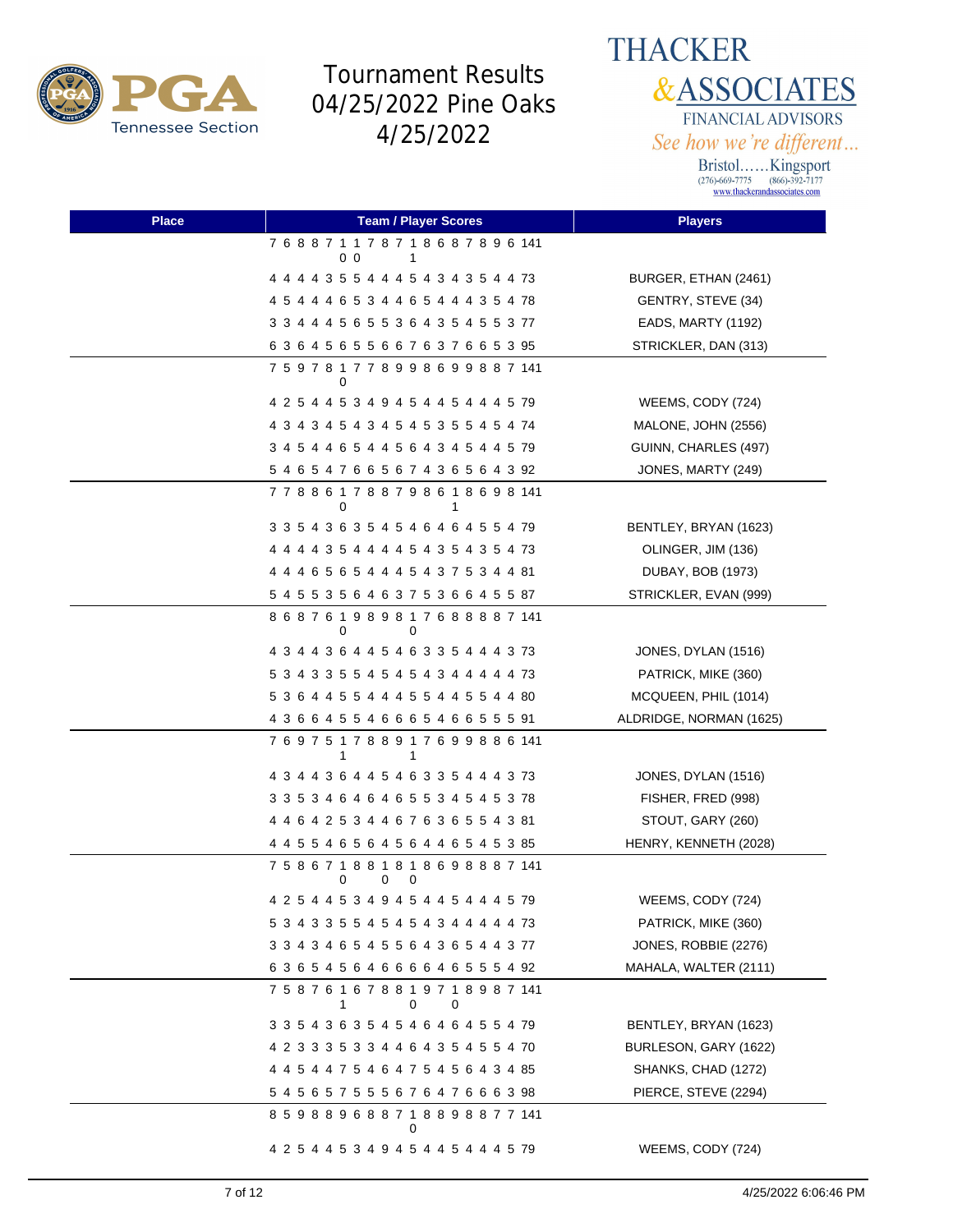# Tournament Results 04/25/2022 Pine Oaks 4/25/2022

THACKER & ASSOCIATES
FINANCIAL ADVISORS
*See how we're different...*
Bristol......Kingsport
(276)-669-7775 (866)-392-7177
www.thackerandassociates.com

| Place | Team / Player Scores | Players |
|---|---|---|
| | 7 6 8 8 7 1 1 7 8 7 1 8 6 8 7 8 9 6 141<br>0 0 1 | |
| | 4 4 4 4 3 5 5 4 4 4 5 4 3 4 3 5 4 4 73 | BURGER, ETHAN (2461) |
| | 4 5 4 4 4 6 5 3 4 4 6 5 4 4 4 3 5 4 78 | GENTRY, STEVE (34) |
| | 3 3 4 4 4 5 6 5 5 3 6 4 3 5 4 5 5 3 77 | EADS, MARTY (1192) |
| | 6 3 6 4 5 6 5 5 6 6 7 6 3 7 6 6 5 3 95 | STRICKLER, DAN (313) |
| | 7 5 9 7 8 1 7 7 8 9 9 8 6 9 9 8 8 7 141<br>0 | |
| | 4 2 5 4 4 5 3 4 9 4 5 4 4 5 4 4 4 5 79 | WEEMS, CODY (724) |
| | 4 3 4 3 4 5 4 3 4 5 4 5 3 5 5 4 5 4 74 | MALONE, JOHN (2556) |
| | 3 4 5 4 4 6 5 4 4 5 6 4 3 4 5 4 4 5 79 | GUINN, CHARLES (497) |
| | 5 4 6 5 4 7 6 6 5 6 7 4 3 6 5 6 4 3 92 | JONES, MARTY (249) |
| | 7 7 8 8 6 1 7 8 8 7 9 8 6 1 8 6 9 8 141<br>0 1 | |
| | 3 3 5 4 3 6 3 5 4 5 4 6 4 6 4 5 5 4 79 | BENTLEY, BRYAN (1623) |
| | 4 4 4 4 3 5 4 4 4 4 5 4 3 5 4 3 5 4 73 | OLINGER, JIM (136) |
| | 4 4 4 6 5 6 5 4 4 4 5 4 3 7 5 3 4 4 81 | DUBAY, BOB (1973) |
| | 5 4 5 5 3 5 6 4 6 3 7 5 3 6 6 4 5 5 87 | STRICKLER, EVAN (999) |
| | 8 6 8 7 6 1 9 8 9 8 1 7 6 8 8 8 8 7 141<br>0 0 | |
| | 4 3 4 4 3 6 4 4 5 4 6 3 3 5 4 4 4 3 73 | JONES, DYLAN (1516) |
| | 5 3 4 3 3 5 5 4 5 4 5 4 3 4 4 4 4 4 73 | PATRICK, MIKE (360) |
| | 5 3 6 4 4 5 5 4 4 4 5 5 4 4 5 5 4 4 80 | MCQUEEN, PHIL (1014) |
| | 4 3 6 6 4 5 5 4 6 6 6 5 4 6 6 5 5 5 91 | ALDRIDGE, NORMAN (1625) |
| | 7 6 9 7 5 1 7 8 8 9 1 7 6 9 9 8 8 6 141<br>1 1 | |
| | 4 3 4 4 3 6 4 4 5 4 6 3 3 5 4 4 4 3 73 | JONES, DYLAN (1516) |
| | 3 3 5 3 4 6 4 6 4 6 5 5 3 4 5 4 5 3 78 | FISHER, FRED (998) |
| | 4 4 6 4 2 5 3 4 4 6 7 6 3 6 5 5 4 3 81 | STOUT, GARY (260) |
| | 4 4 5 5 4 6 5 6 4 5 6 4 4 6 5 4 5 3 85 | HENRY, KENNETH (2028) |
| | 7 5 8 6 7 1 8 8 1 8 1 8 6 9 8 8 8 7 141<br>0 0 0 | |
| | 4 2 5 4 4 5 3 4 9 4 5 4 4 5 4 4 4 5 79 | WEEMS, CODY (724) |
| | 5 3 4 3 3 5 5 4 5 4 5 4 3 4 4 4 4 4 73 | PATRICK, MIKE (360) |
| | 3 3 4 3 4 6 5 4 5 5 6 4 3 6 5 4 4 3 77 | JONES, ROBBIE (2276) |
| | 6 3 6 5 4 5 6 4 6 6 6 6 4 6 5 5 5 4 92 | MAHALA, WALTER (2111) |
| | 7 5 8 7 6 1 6 7 8 8 1 9 7 1 8 9 8 7 141<br>1 0 0 | |
| | 3 3 5 4 3 6 3 5 4 5 4 6 4 6 4 5 5 4 79 | BENTLEY, BRYAN (1623) |
| | 4 2 3 3 3 5 3 3 4 4 6 4 3 5 4 5 5 4 70 | BURLESON, GARY (1622) |
| | 4 4 5 4 4 7 5 4 6 4 7 5 4 5 6 4 3 4 85 | SHANKS, CHAD (1272) |
| | 5 4 5 6 5 7 5 5 5 6 7 6 4 7 6 6 6 3 98 | PIERCE, STEVE (2294) |
| | 8 5 9 8 8 9 6 8 8 7 1 8 8 9 8 8 7 7 141<br>0 | |
| | 4 2 5 4 4 5 3 4 9 4 5 4 4 5 4 4 4 5 79 | WEEMS, CODY (724) |

4/25/2022 6:06:46 PM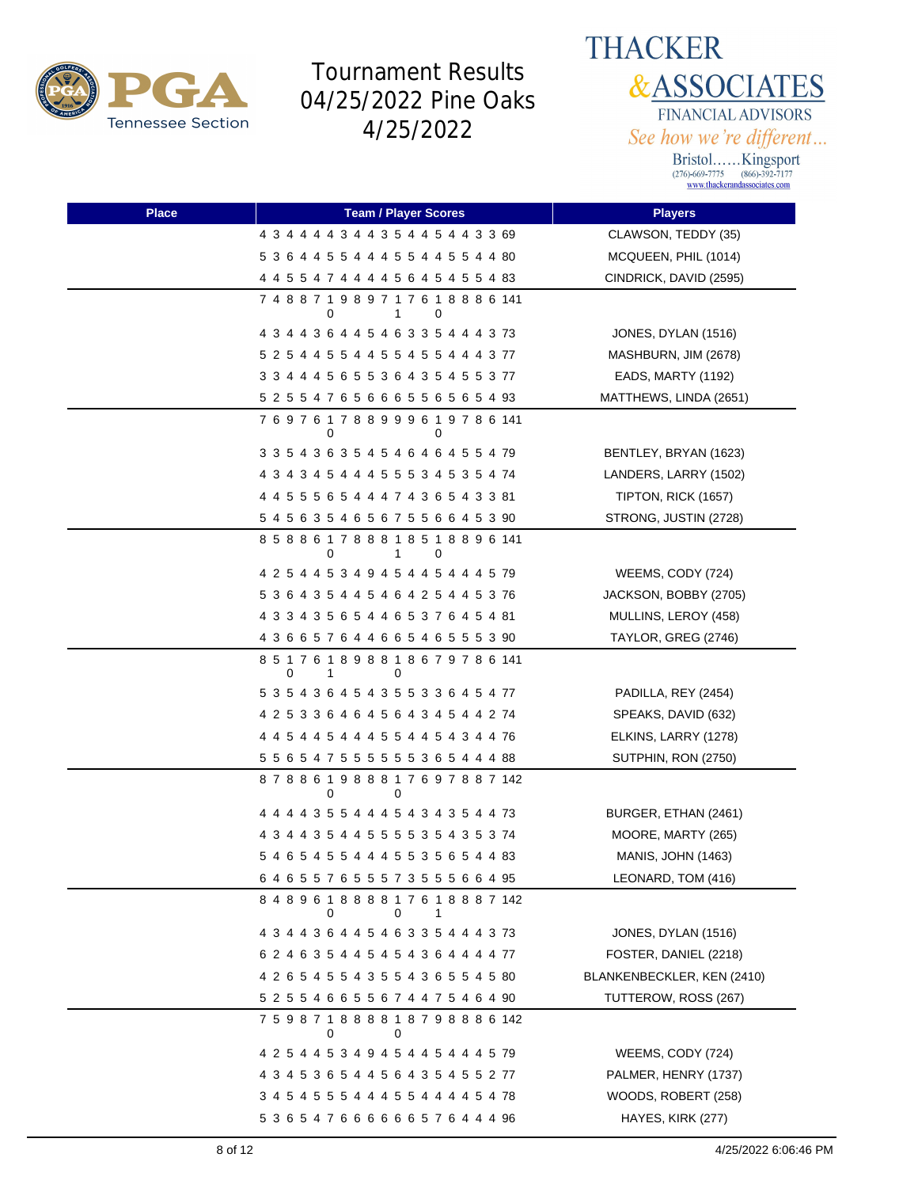# Tournament Results 04/25/2022 Pine Oaks 4/25/2022

THACKER & ASSOCIATES FINANCIAL ADVISORS
*See how we're different...*
Bristol......Kingsport
(276)-669-7775 (866)-392-7177
www.thackerandassociates.com

| Place | Team / Player Scores | Players |
|---|---|---|
| | 4 3 4 4 4 4 3 4 4 3 5 4 4 5 4 4 3 3 69 | CLAWSON, TEDDY (35) |
| | 5 3 6 4 4 5 5 4 4 4 5 5 4 4 5 5 4 4 80 | MCQUEEN, PHIL (1014) |
| | 4 4 5 5 4 7 4 4 4 4 5 6 4 5 4 5 5 4 83 | CINDRICK, DAVID (2595) |
| | 7 4 8 8 7 10 9 8 9 7 11 7 6 10 8 8 8 6 141 | |
| | 4 3 4 4 3 6 4 4 5 4 6 3 3 5 4 4 4 3 73 | JONES, DYLAN (1516) |
| | 5 2 5 4 4 5 5 4 4 5 5 4 5 5 4 4 4 3 77 | MASHBURN, JIM (2678) |
| | 3 3 4 4 4 5 6 5 5 3 6 4 3 5 4 5 5 3 77 | EADS, MARTY (1192) |
| | 5 2 5 5 4 7 6 5 6 6 6 5 5 6 5 6 5 4 93 | MATTHEWS, LINDA (2651) |
| | 7 6 9 7 6 10 7 8 8 9 9 9 6 10 9 7 8 6 141 | |
| | 3 3 5 4 3 6 3 5 4 5 4 6 4 6 4 5 5 4 79 | BENTLEY, BRYAN (1623) |
| | 4 3 4 3 4 5 4 4 4 5 5 5 3 4 5 3 5 4 74 | LANDERS, LARRY (1502) |
| | 4 4 5 5 5 6 5 4 4 4 7 4 3 6 5 4 3 3 81 | TIPTON, RICK (1657) |
| | 5 4 5 6 3 5 4 6 5 6 7 5 5 6 6 4 5 3 90 | STRONG, JUSTIN (2728) |
| | 8 5 8 8 6 10 7 8 8 8 11 8 5 10 8 8 9 6 141 | |
| | 4 2 5 4 4 5 3 4 9 4 5 4 4 5 4 4 4 5 79 | WEEMS, CODY (724) |
| | 5 3 6 4 3 5 4 4 5 4 6 4 2 5 4 4 5 3 76 | JACKSON, BOBBY (2705) |
| | 4 3 3 4 3 5 6 5 4 4 6 5 3 7 6 4 5 4 81 | MULLINS, LEROY (458) |
| | 4 3 6 6 5 7 6 4 4 6 6 5 4 6 5 5 5 3 90 | TAYLOR, GREG (2746) |
| | 8 5 10 7 6 11 8 9 8 8 10 8 6 7 9 7 8 6 141 | |
| | 5 3 5 4 3 6 4 5 4 3 5 5 3 3 6 4 5 4 77 | PADILLA, REY (2454) |
| | 4 2 5 3 3 6 4 6 4 5 6 4 3 4 5 4 4 2 74 | SPEAKS, DAVID (632) |
| | 4 4 5 4 4 5 4 4 4 5 5 4 4 5 4 3 4 4 76 | ELKINS, LARRY (1278) |
| | 5 5 6 5 4 7 5 5 5 5 5 5 3 6 5 4 4 4 88 | SUTPHIN, RON (2750) |
| | 8 7 8 8 6 10 9 8 8 8 10 7 6 9 7 8 8 7 142 | |
| | 4 4 4 4 3 5 5 4 4 4 5 4 3 4 3 5 4 4 73 | BURGER, ETHAN (2461) |
| | 4 3 4 4 3 5 4 4 5 5 5 5 3 5 4 3 5 3 74 | MOORE, MARTY (265) |
| | 5 4 6 5 4 5 5 4 4 4 5 5 3 5 6 5 4 4 83 | MANIS, JOHN (1463) |
| | 6 4 6 5 5 7 6 5 5 5 7 3 5 5 5 6 6 4 95 | LEONARD, TOM (416) |
| | 8 4 8 9 6 10 8 8 8 8 10 7 6 11 8 8 8 7 142 | |
| | 4 3 4 4 3 6 4 4 5 4 6 3 3 5 4 4 4 3 73 | JONES, DYLAN (1516) |
| | 6 2 4 6 3 5 4 4 5 4 5 4 3 6 4 4 4 4 77 | FOSTER, DANIEL (2218) |
| | 4 2 6 5 4 5 5 4 3 5 5 4 3 6 5 5 4 5 80 | BLANKENBECKLER, KEN (2410) |
| | 5 2 5 5 4 6 6 5 5 6 7 4 4 7 5 4 6 4 90 | TUTTEROW, ROSS (267) |
| | 7 5 9 8 7 10 8 8 8 8 10 8 7 9 8 8 8 6 142 | |
| | 4 2 5 4 4 5 3 4 9 4 5 4 4 5 4 4 4 5 79 | WEEMS, CODY (724) |
| | 4 3 4 5 3 6 5 4 4 5 6 4 3 5 4 5 5 2 77 | PALMER, HENRY (1737) |
| | 3 4 5 4 5 5 5 4 4 4 5 5 4 4 4 4 5 4 78 | WOODS, ROBERT (258) |
| | 5 3 6 5 4 7 6 6 6 6 6 6 5 7 6 4 4 4 96 | HAYES, KIRK (277) |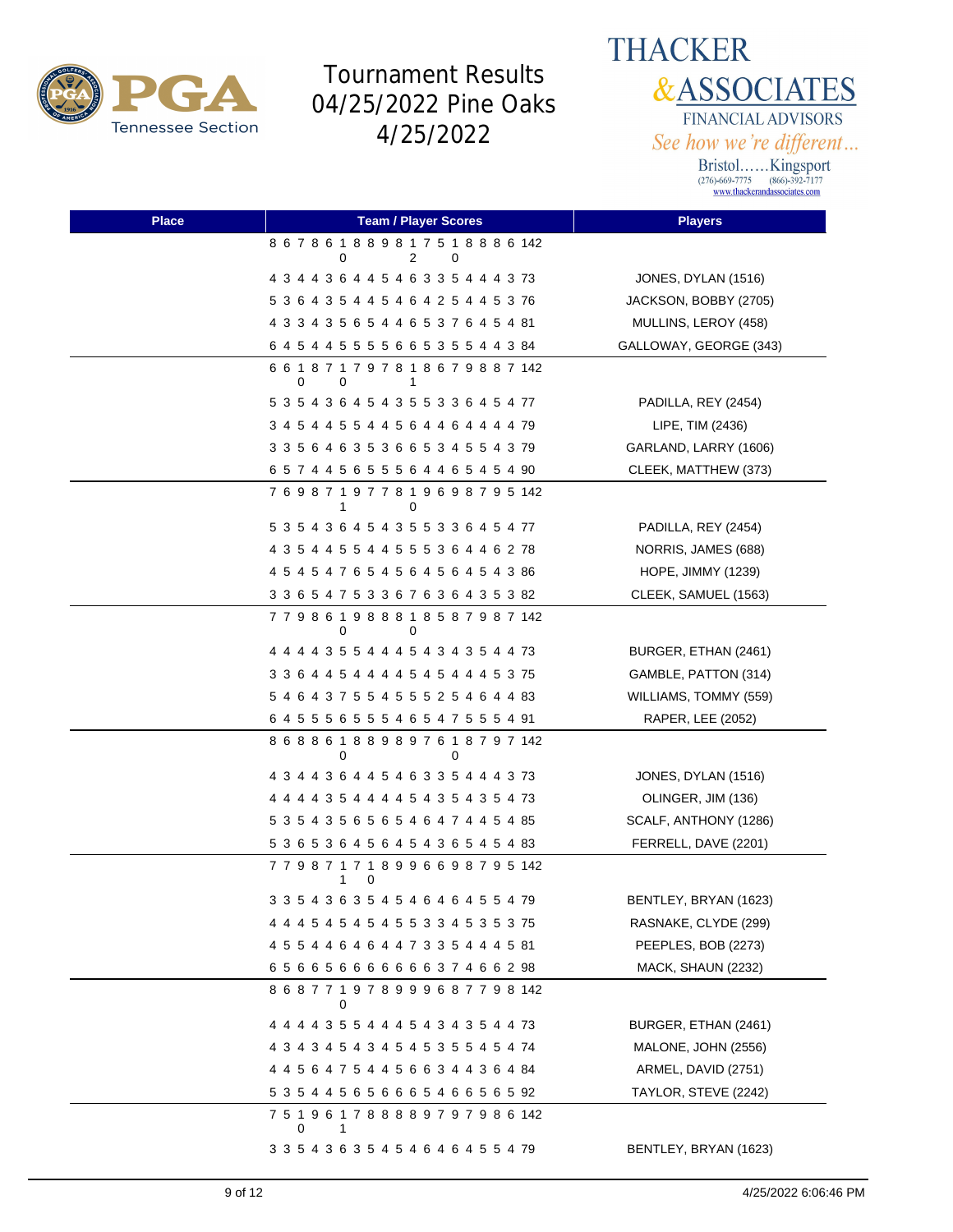# Tournament Results 04/25/2022 Pine Oaks 4/25/2022

THACKER & ASSOCIATES
FINANCIAL ADVISORS
*See how we're different...*
Bristol......Kingsport
(276)-669-7775 (866)-392-7177
www.thackerandassociates.com

| Place | Team / Player Scores | Players |
|---|---|---|
| | 8 6 7 8 6 10 8 8 9 8 12 7 5 10 8 8 8 6 142 | |
| | 4 3 4 4 3 6 4 4 5 4 6 3 3 5 4 4 4 3 73 | JONES, DYLAN (1516) |
| | 5 3 6 4 3 5 4 4 5 4 6 4 2 5 4 4 5 3 76 | JACKSON, BOBBY (2705) |
| | 4 3 3 4 3 5 6 5 4 4 6 5 3 7 6 4 5 4 81 | MULLINS, LEROY (458) |
| | 6 4 5 4 4 5 5 5 5 6 6 5 3 5 5 4 4 3 84 | GALLOWAY, GEORGE (343) |
| | 6 6 10 8 7 10 7 9 7 8 11 8 6 7 9 8 8 7 142 | |
| | 5 3 5 4 3 6 4 5 4 3 5 5 3 3 6 4 5 4 77 | PADILLA, REY (2454) |
| | 3 4 5 4 4 5 5 4 4 5 6 4 4 6 4 4 4 4 79 | LIPE, TIM (2436) |
| | 3 3 5 6 4 6 3 5 3 6 6 5 3 4 5 5 4 3 79 | GARLAND, LARRY (1606) |
| | 6 5 7 4 4 5 6 5 5 5 6 4 4 6 5 4 5 4 90 | CLEEK, MATTHEW (373) |
| | 7 6 9 8 7 11 9 7 7 8 10 9 6 9 8 7 9 5 142 | |
| | 5 3 5 4 3 6 4 5 4 3 5 5 3 3 6 4 5 4 77 | PADILLA, REY (2454) |
| | 4 3 5 4 4 5 5 4 4 5 5 5 3 6 4 4 6 2 78 | NORRIS, JAMES (688) |
| | 4 5 4 5 4 7 6 5 4 5 6 4 5 6 4 5 4 3 86 | HOPE, JIMMY (1239) |
| | 3 3 6 5 4 7 5 3 3 6 7 6 3 6 4 3 5 3 82 | CLEEK, SAMUEL (1563) |
| | 7 7 9 8 6 10 9 8 8 8 10 8 5 8 7 9 8 7 142 | |
| | 4 4 4 4 3 5 5 4 4 4 5 4 3 4 3 5 4 4 73 | BURGER, ETHAN (2461) |
| | 3 3 6 4 4 5 4 4 4 4 5 4 5 4 4 4 5 3 75 | GAMBLE, PATTON (314) |
| | 5 4 6 4 3 7 5 5 4 5 5 5 2 5 4 6 4 4 83 | WILLIAMS, TOMMY (559) |
| | 6 4 5 5 5 6 5 5 5 4 6 5 4 7 5 5 5 4 91 | RAPER, LEE (2052) |
| | 8 6 8 8 6 10 8 8 9 8 9 7 6 10 8 7 9 7 142 | |
| | 4 3 4 4 3 6 4 4 5 4 6 3 3 5 4 4 4 3 73 | JONES, DYLAN (1516) |
| | 4 4 4 4 3 5 4 4 4 4 5 4 3 5 4 3 5 4 73 | OLINGER, JIM (136) |
| | 5 3 5 4 3 5 6 5 6 5 4 6 4 7 4 4 5 4 85 | SCALF, ANTHONY (1286) |
| | 5 3 6 5 3 6 4 5 6 4 5 4 3 6 5 4 5 4 83 | FERRELL, DAVE (2201) |
| | 7 7 9 8 7 11 7 10 8 9 9 6 6 9 8 7 9 5 142 | |
| | 3 3 5 4 3 6 3 5 4 5 4 6 4 6 4 5 5 4 79 | BENTLEY, BRYAN (1623) |
| | 4 4 4 5 4 5 4 5 4 5 5 3 3 4 5 3 5 3 75 | RASNAKE, CLYDE (299) |
| | 4 5 5 4 4 6 4 6 4 4 7 3 3 5 4 4 4 5 81 | PEEPLES, BOB (2273) |
| | 6 5 6 6 5 6 6 6 6 6 6 6 3 7 4 6 6 2 98 | MACK, SHAUN (2232) |
| | 8 6 8 7 7 10 9 7 8 9 9 9 6 8 7 7 9 8 142 | |
| | 4 4 4 4 3 5 5 4 4 4 5 4 3 4 3 5 4 4 73 | BURGER, ETHAN (2461) |
| | 4 3 4 3 4 5 4 3 4 5 4 5 3 5 5 4 5 4 74 | MALONE, JOHN (2556) |
| | 4 4 5 6 4 7 5 4 4 5 6 6 3 4 4 3 6 4 84 | ARMEL, DAVID (2751) |
| | 5 3 5 4 4 5 6 5 6 6 6 5 4 6 6 5 6 5 92 | TAYLOR, STEVE (2242) |
| | 7 5 10 9 6 11 7 8 8 8 8 9 7 9 7 9 8 6 142 | |
| | 3 3 5 4 3 6 3 5 4 5 4 6 4 6 4 5 5 4 79 | BENTLEY, BRYAN (1623) |

4/25/2022 6:06:46 PM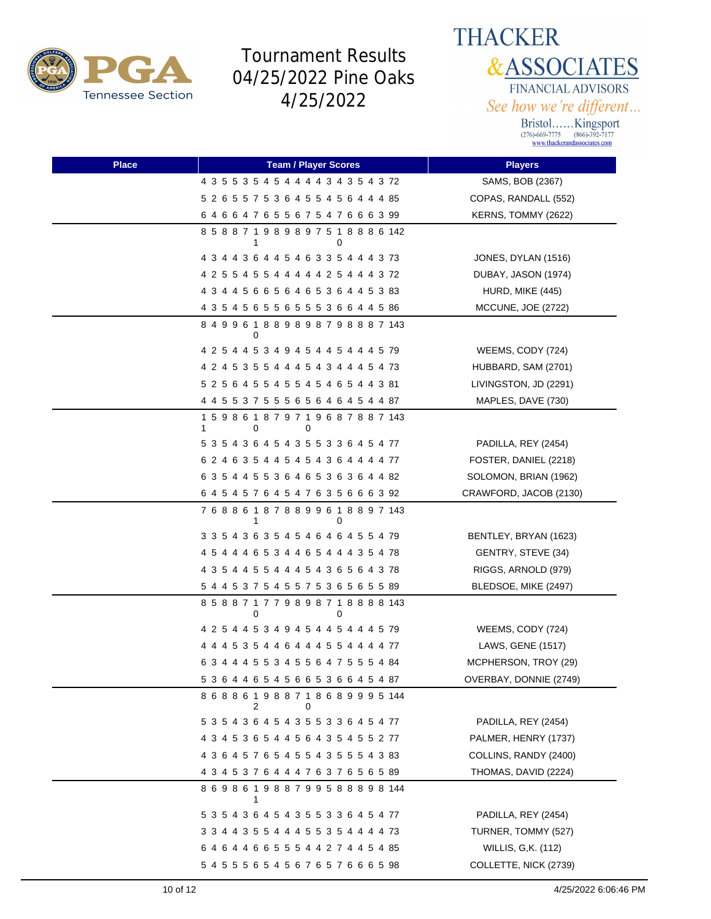# Tournament Results 04/25/2022 Pine Oaks 4/25/2022

PGA Tennessee Section

**THACKER & ASSOCIATES**
FINANCIAL ADVISORS
*See how we're different...*
Bristol......Kingsport
(276)-669-7775 (866)-392-7177
www.thackerandassociates.com

| Place | Team / Player Scores | Players |
|---|---|---|
| | 4 3 5 5 3 5 4 5 4 4 4 4 3 4 3 5 4 3 72 | SAMS, BOB (2367) |
| | 5 2 6 5 5 7 5 3 6 4 5 5 4 5 6 4 4 4 85 | COPAS, RANDALL (552) |
| | 6 4 6 6 4 7 6 5 5 6 7 5 4 7 6 6 6 3 99 | KERNS, TOMMY (2622) |
| | 8 5 8 8 7 11 9 8 9 8 9 7 5 10 8 8 8 6 142 | |
| | 4 3 4 4 3 6 4 4 5 4 6 3 3 5 4 4 4 3 73 | JONES, DYLAN (1516) |
| | 4 2 5 5 4 5 5 4 4 4 4 4 2 5 4 4 4 3 72 | DUBAY, JASON (1974) |
| | 4 3 4 4 5 6 6 5 6 4 6 5 3 6 4 4 5 3 83 | HURD, MIKE (445) |
| | 4 3 5 4 5 6 5 5 6 5 5 5 3 6 6 4 4 5 86 | MCCUNE, JOE (2722) |
| | 8 4 9 9 6 10 8 8 9 8 9 8 7 9 8 8 8 7 143 | |
| | 4 2 5 4 4 5 3 4 9 4 5 4 4 5 4 4 4 5 79 | WEEMS, CODY (724) |
| | 4 2 4 5 3 5 5 4 4 4 5 4 3 4 4 4 5 4 73 | HUBBARD, SAM (2701) |
| | 5 2 5 6 4 5 5 4 5 5 4 5 4 6 5 4 4 3 81 | LIVINGSTON, JD (2291) |
| | 4 4 5 5 3 7 5 5 5 6 5 6 4 6 4 5 4 4 87 | MAPLES, DAVE (730) |
| | 11 5 9 8 6 10 8 7 9 7 10 9 6 8 7 8 8 7 143 | |
| | 5 3 5 4 3 6 4 5 4 3 5 5 3 3 6 4 5 4 77 | PADILLA, REY (2454) |
| | 6 2 4 6 3 5 4 4 5 4 5 4 3 6 4 4 4 4 77 | FOSTER, DANIEL (2218) |
| | 6 3 5 4 4 5 5 3 6 4 6 5 3 6 3 6 4 4 82 | SOLOMON, BRIAN (1962) |
| | 6 4 5 4 5 7 6 4 5 4 7 6 3 5 6 6 6 3 92 | CRAWFORD, JACOB (2130) |
| | 7 6 8 8 6 11 8 7 8 8 9 9 6 10 8 8 9 7 143 | |
| | 3 3 5 4 3 6 3 5 4 5 4 6 4 6 4 5 5 4 79 | BENTLEY, BRYAN (1623) |
| | 4 5 4 4 4 6 5 3 4 4 6 5 4 4 4 3 5 4 78 | GENTRY, STEVE (34) |
| | 4 3 5 4 4 5 5 4 4 4 5 4 3 6 5 6 4 3 78 | RIGGS, ARNOLD (979) |
| | 5 4 4 5 3 7 5 4 5 5 7 5 3 6 5 6 5 5 89 | BLEDSOE, MIKE (2497) |
| | 8 5 8 8 7 10 7 7 9 8 9 8 7 10 8 8 8 8 143 | |
| | 4 2 5 4 4 5 3 4 9 4 5 4 4 5 4 4 4 5 79 | WEEMS, CODY (724) |
| | 4 4 4 5 3 5 4 4 6 4 4 4 5 5 4 4 4 4 77 | LAWS, GENE (1517) |
| | 6 3 4 4 4 5 5 3 4 5 5 6 4 7 5 5 5 4 84 | MCPHERSON, TROY (29) |
| | 5 3 6 4 4 6 5 4 5 6 6 5 3 6 6 4 5 4 87 | OVERBAY, DONNIE (2749) |
| | 8 6 8 8 6 12 9 8 8 7 10 8 6 8 9 9 9 5 144 | |
| | 5 3 5 4 3 6 4 5 4 3 5 5 3 3 6 4 5 4 77 | PADILLA, REY (2454) |
| | 4 3 4 5 3 6 5 4 4 5 6 4 3 5 4 5 5 2 77 | PALMER, HENRY (1737) |
| | 4 3 6 4 5 7 6 5 4 5 5 4 3 5 5 5 4 3 83 | COLLINS, RANDY (2400) |
| | 4 3 4 5 3 7 6 4 4 4 7 6 3 7 6 5 6 5 89 | THOMAS, DAVID (2224) |
| | 8 6 9 8 6 11 9 8 8 7 9 9 5 8 8 8 9 8 144 | |
| | 5 3 5 4 3 6 4 5 4 3 5 5 3 3 6 4 5 4 77 | PADILLA, REY (2454) |
| | 3 3 4 4 3 5 5 4 4 4 5 5 3 5 4 4 4 4 73 | TURNER, TOMMY (527) |
| | 6 4 6 4 4 6 6 5 5 5 4 4 2 7 4 4 5 4 85 | WILLIS, G,K. (112) |
| | 5 4 5 5 5 6 5 4 5 6 7 6 5 7 6 6 6 5 98 | COLLETTE, NICK (2739) |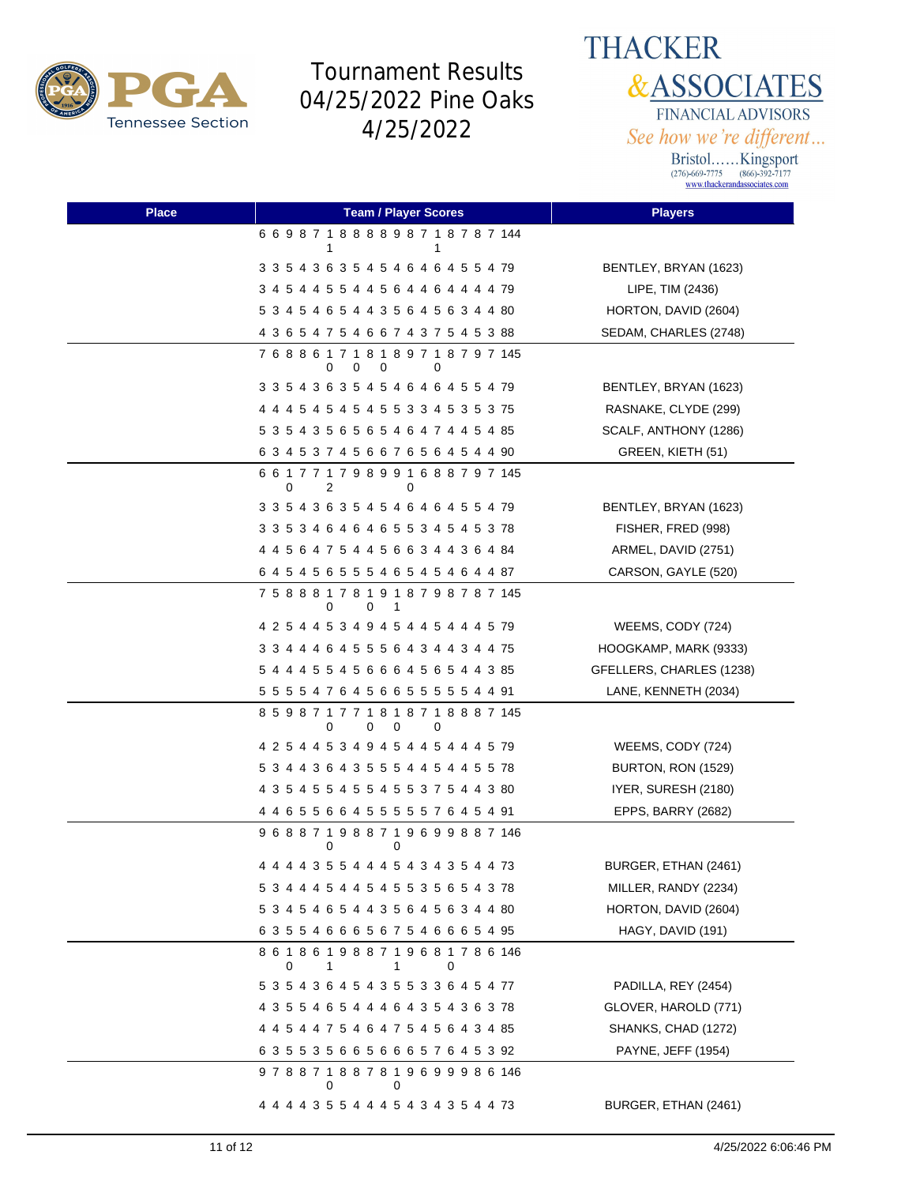# Tournament Results 04/25/2022 Pine Oaks 4/25/2022

**THACKER &ASSOCIATES**
FINANCIAL ADVISORS
*See how we're different...*
Bristol......Kingsport
(276)-669-7775 (866)-392-7177
www.thackerandassociates.com

| Place | Team / Player Scores | Players |
|---|---|---|
| | 6 6 9 8 7 1 8 8 8 8 9 8 7 1 8 7 8 7 144<br>1 1 | |
| | 3 3 5 4 3 6 3 5 4 5 4 6 4 6 4 5 5 4 79 | BENTLEY, BRYAN (1623) |
| | 3 4 5 4 4 5 5 4 4 5 6 4 4 6 4 4 4 4 79 | LIPE, TIM (2436) |
| | 5 3 4 5 4 6 5 4 4 3 5 6 4 5 6 3 4 4 80 | HORTON, DAVID (2604) |
| | 4 3 6 5 4 7 5 4 6 6 7 4 3 7 5 4 5 3 88 | SEDAM, CHARLES (2748) |
| | 7 6 8 8 6 1 7 1 8 1 8 9 7 1 8 7 9 7 145<br>0 0 0 0 | |
| | 3 3 5 4 3 6 3 5 4 5 4 6 4 6 4 5 5 4 79 | BENTLEY, BRYAN (1623) |
| | 4 4 4 5 4 5 4 5 4 5 5 3 3 4 5 3 5 3 75 | RASNAKE, CLYDE (299) |
| | 5 3 5 4 3 5 6 5 6 5 4 6 4 7 4 4 5 4 85 | SCALF, ANTHONY (1286) |
| | 6 3 4 5 3 7 4 5 6 6 7 6 5 6 4 5 4 4 90 | GREEN, KIETH (51) |
| | 6 6 1 7 7 1 7 9 8 9 9 1 6 8 8 7 9 7 145<br>0 2 0 | |
| | 3 3 5 4 3 6 3 5 4 5 4 6 4 6 4 5 5 4 79 | BENTLEY, BRYAN (1623) |
| | 3 3 5 3 4 6 4 6 4 6 5 5 3 4 5 4 5 3 78 | FISHER, FRED (998) |
| | 4 4 5 6 4 7 5 4 4 5 6 6 3 4 4 3 6 4 84 | ARMEL, DAVID (2751) |
| | 6 4 5 4 5 6 5 5 5 4 6 5 4 5 4 6 4 4 87 | CARSON, GAYLE (520) |
| | 7 5 8 8 8 1 7 8 1 9 1 8 7 9 8 7 8 7 145<br>0 0 1 | |
| | 4 2 5 4 4 5 3 4 9 4 5 4 4 5 4 4 4 5 79 | WEEMS, CODY (724) |
| | 3 3 4 4 4 6 4 5 5 5 6 4 3 4 4 3 4 4 75 | HOOGKAMP, MARK (9333) |
| | 5 4 4 4 5 5 4 5 6 6 6 4 5 6 5 4 4 3 85 | GFELLERS, CHARLES (1238) |
| | 5 5 5 5 4 7 6 4 5 6 6 5 5 5 5 5 4 4 91 | LANE, KENNETH (2034) |
| | 8 5 9 8 7 1 7 7 1 8 1 8 7 1 8 8 8 7 145<br>0 0 0 0 | |
| | 4 2 5 4 4 5 3 4 9 4 5 4 4 5 4 4 4 5 79 | WEEMS, CODY (724) |
| | 5 3 4 4 3 6 4 3 5 5 5 4 4 5 4 4 5 5 78 | BURTON, RON (1529) |
| | 4 3 5 4 5 5 4 5 5 4 5 5 3 7 5 4 4 3 80 | IYER, SURESH (2180) |
| | 4 4 6 5 5 6 6 4 5 5 5 5 5 7 6 4 5 4 91 | EPPS, BARRY (2682) |
| | 9 6 8 8 7 1 9 8 8 7 1 9 6 9 9 8 8 7 146<br>0 0 | |
| | 4 4 4 4 3 5 5 4 4 4 5 4 3 4 3 5 4 4 73 | BURGER, ETHAN (2461) |
| | 5 3 4 4 4 5 4 4 5 4 5 5 3 5 6 5 4 3 78 | MILLER, RANDY (2234) |
| | 5 3 4 5 4 6 5 4 4 3 5 6 4 5 6 3 4 4 80 | HORTON, DAVID (2604) |
| | 6 3 5 5 4 6 6 6 5 6 7 5 4 6 6 6 5 4 95 | HAGY, DAVID (191) |
| | 8 6 1 8 6 1 9 8 8 7 1 9 6 8 1 7 8 6 146<br>0 1 1 0 | |
| | 5 3 5 4 3 6 4 5 4 3 5 5 3 3 6 4 5 4 77 | PADILLA, REY (2454) |
| | 4 3 5 5 4 6 5 4 4 4 6 4 3 5 4 3 6 3 78 | GLOVER, HAROLD (771) |
| | 4 4 5 4 4 7 5 4 6 4 7 5 4 5 6 4 3 4 85 | SHANKS, CHAD (1272) |
| | 6 3 5 5 3 5 6 6 5 6 6 6 5 7 6 4 5 3 92 | PAYNE, JEFF (1954) |
| | 9 7 8 8 7 1 8 8 7 8 1 9 6 9 9 9 8 6 146<br>0 0 | |
| | 4 4 4 4 3 5 5 4 4 4 5 4 3 4 3 5 4 4 73 | BURGER, ETHAN (2461) |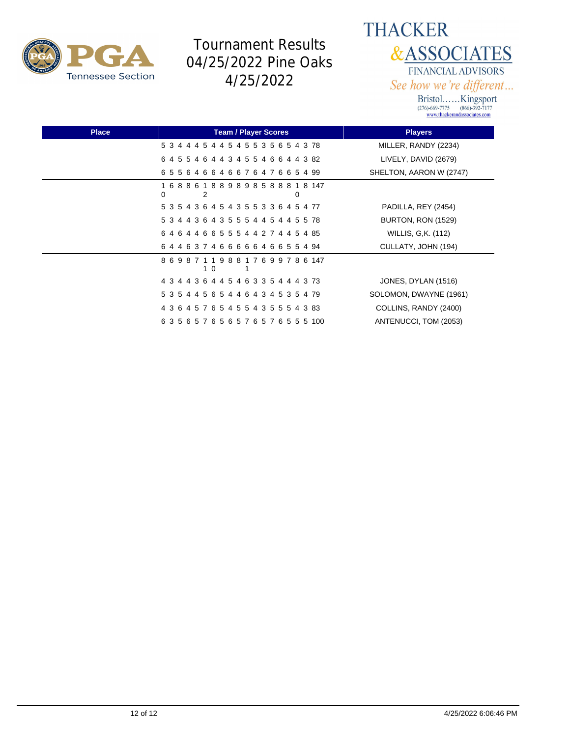# Tournament Results 04/25/2022 Pine Oaks 4/25/2022

THACKER & ASSOCIATES
FINANCIAL ADVISORS
*See how we're different...*
Bristol......Kingsport
(276)-669-7775 (866)-392-7177
www.thackerandassociates.com

| Place | Team / Player Scores | Players |
|---|---|---|
| | 5 3 4 4 4 5 4 4 5 4 5 5 3 5 6 5 4 3 78 | MILLER, RANDY (2234) |
| | 6 4 5 5 4 6 4 4 3 4 5 5 4 6 6 4 4 3 82 | LIVELY, DAVID (2679) |
| | 6 5 5 6 4 6 6 4 6 6 7 6 4 7 6 6 5 4 99 | SHELTON, AARON W (2747) |
| | 10 6 8 8 6 1 8 8 9 8 9 8 5 8 8 8 10 8 147 (as printed: 1 6 8 8 6 1 8 8 9 8 9 8 5 8 8 8 1 8 147, with 0 under the first "1", 2 under the second "1", 0 under the third "1") | |
| | 5 3 5 4 3 6 4 5 4 3 5 5 3 3 6 4 5 4 77 | PADILLA, REY (2454) |
| | 5 3 4 4 3 6 4 3 5 5 5 4 4 5 4 4 5 5 78 | BURTON, RON (1529) |
| | 6 4 6 4 4 6 6 5 5 5 4 4 2 7 4 4 5 4 85 | WILLIS, G,K. (112) |
| | 6 4 4 6 3 7 4 6 6 6 6 6 4 6 6 5 5 4 94 | CULLATY, JOHN (194) |
| | 8 6 9 8 7 11 10 9 8 8 11 7 6 9 9 7 8 6 147 (as printed: 8 6 9 8 7 1 1 9 8 8 1 7 6 9 9 7 8 6 147, with 1 under the first "1", 0 under the second "1", 1 under the third "1") | |
| | 4 3 4 4 3 6 4 4 5 4 6 3 3 5 4 4 4 3 73 | JONES, DYLAN (1516) |
| | 5 3 5 4 4 5 6 5 4 4 6 4 3 4 5 3 5 4 79 | SOLOMON, DWAYNE (1961) |
| | 4 3 6 4 5 7 6 5 4 5 5 4 3 5 5 5 4 3 83 | COLLINS, RANDY (2400) |
| | 6 3 5 6 5 7 6 5 6 5 7 6 5 7 6 5 5 5 100 | ANTENUCCI, TOM (2053) |

4/25/2022 6:06:46 PM